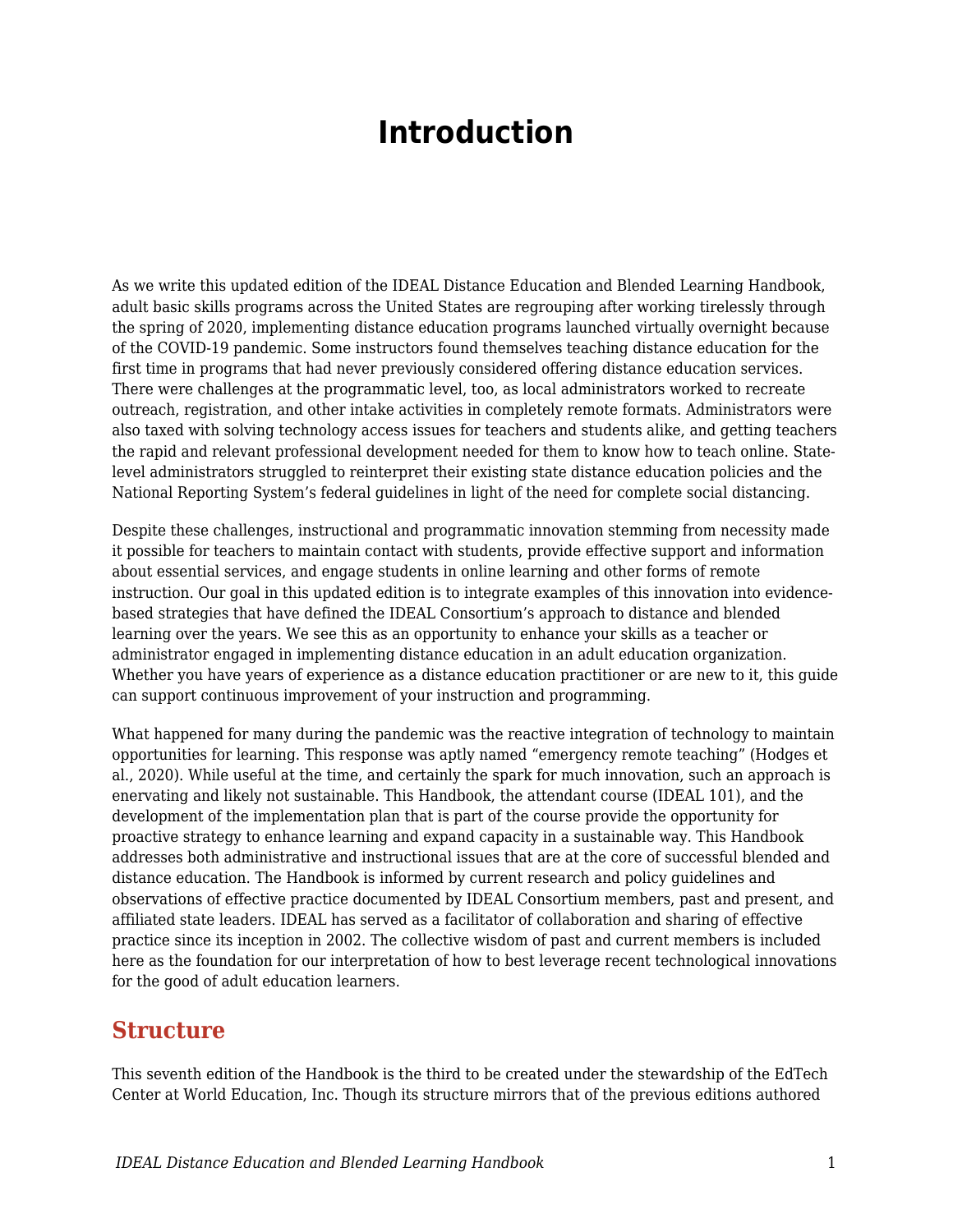# Introduction

As we write this updated edition of the IDEAL Distance Education and Blended Learning Handbook, adult basic skills programs across the United States are regrouping after working tirelessly through the spring of 2020, implementing distance education programs launched virtually overnight because of the COVID-19 pandemic. Some instructors found themselves teaching distance education for the first time in programs that had never previously considered offering distance education services. There were challenges at the programmatic level, too, as local administrators worked to recreate outreach, registration, and other intake activities in completely remote formats. Administrators were also taxed with solving technology access issues for teachers and students alike, and getting teachers the rapid and relevant professional development needed for them to know how to teach online. State-level administrators struggled to reinterpret their existing state distance education policies and the National Reporting System's federal guidelines in light of the need for complete social distancing.

Despite these challenges, instructional and programmatic innovation stemming from necessity made it possible for teachers to maintain contact with students, provide effective support and information about essential services, and engage students in online learning and other forms of remote instruction. Our goal in this updated edition is to integrate examples of this innovation into evidence-based strategies that have defined the IDEAL Consortium's approach to distance and blended learning over the years. We see this as an opportunity to enhance your skills as a teacher or administrator engaged in implementing distance education in an adult education organization. Whether you have years of experience as a distance education practitioner or are new to it, this guide can support continuous improvement of your instruction and programming.

What happened for many during the pandemic was the reactive integration of technology to maintain opportunities for learning. This response was aptly named "emergency remote teaching" (Hodges et al., 2020). While useful at the time, and certainly the spark for much innovation, such an approach is enervating and likely not sustainable. This Handbook, the attendant course (IDEAL 101), and the development of the implementation plan that is part of the course provide the opportunity for proactive strategy to enhance learning and expand capacity in a sustainable way. This Handbook addresses both administrative and instructional issues that are at the core of successful blended and distance education. The Handbook is informed by current research and policy guidelines and observations of effective practice documented by IDEAL Consortium members, past and present, and affiliated state leaders. IDEAL has served as a facilitator of collaboration and sharing of effective practice since its inception in 2002. The collective wisdom of past and current members is included here as the foundation for our interpretation of how to best leverage recent technological innovations for the good of adult education learners.

## Structure

This seventh edition of the Handbook is the third to be created under the stewardship of the EdTech Center at World Education, Inc. Though its structure mirrors that of the previous editions authored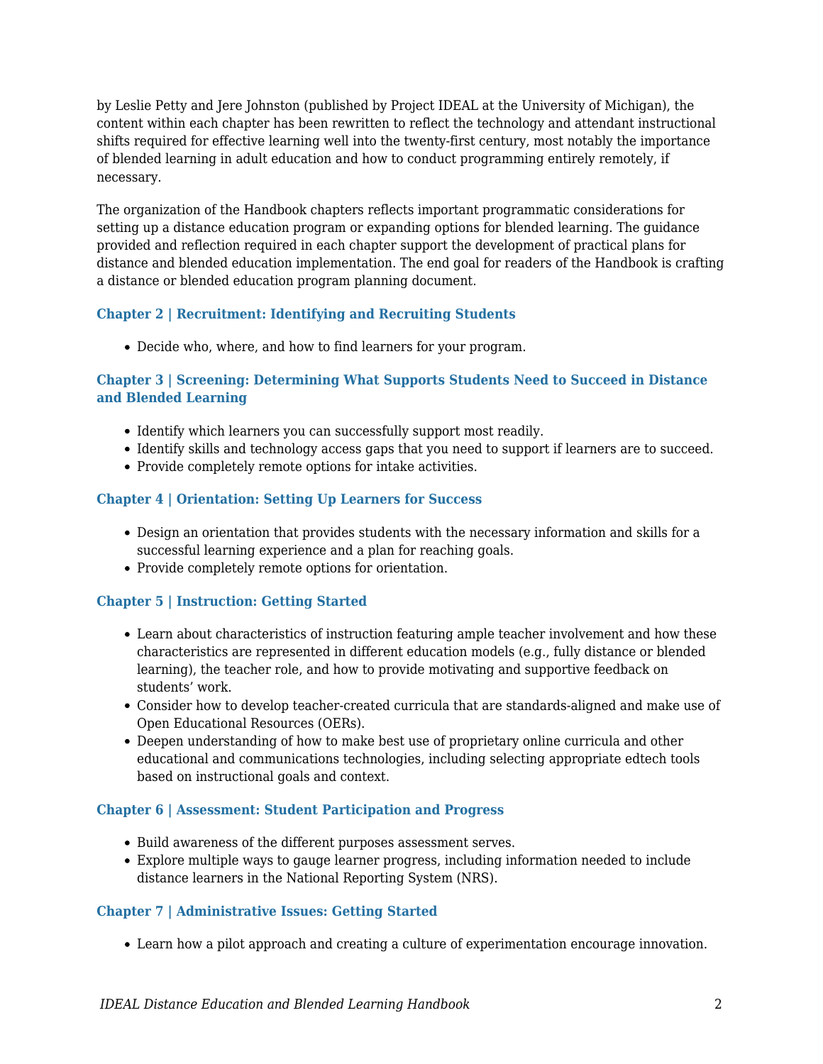by Leslie Petty and Jere Johnston (published by Project IDEAL at the University of Michigan), the content within each chapter has been rewritten to reflect the technology and attendant instructional shifts required for effective learning well into the twenty-first century, most notably the importance of blended learning in adult education and how to conduct programming entirely remotely, if necessary.

The organization of the Handbook chapters reflects important programmatic considerations for setting up a distance education program or expanding options for blended learning. The guidance provided and reflection required in each chapter support the development of practical plans for distance and blended education implementation. The end goal for readers of the Handbook is crafting a distance or blended education program planning document.

#### Chapter 2 | Recruitment: Identifying and Recruiting Students

- Decide who, where, and how to find learners for your program.

#### Chapter 3 | Screening: Determining What Supports Students Need to Succeed in Distance and Blended Learning

- Identify which learners you can successfully support most readily.
- Identify skills and technology access gaps that you need to support if learners are to succeed.
- Provide completely remote options for intake activities.

#### Chapter 4 | Orientation: Setting Up Learners for Success

- Design an orientation that provides students with the necessary information and skills for a successful learning experience and a plan for reaching goals.
- Provide completely remote options for orientation.

#### Chapter 5 | Instruction: Getting Started

- Learn about characteristics of instruction featuring ample teacher involvement and how these characteristics are represented in different education models (e.g., fully distance or blended learning), the teacher role, and how to provide motivating and supportive feedback on students' work.
- Consider how to develop teacher-created curricula that are standards-aligned and make use of Open Educational Resources (OERs).
- Deepen understanding of how to make best use of proprietary online curricula and other educational and communications technologies, including selecting appropriate edtech tools based on instructional goals and context.

#### Chapter 6 | Assessment: Student Participation and Progress

- Build awareness of the different purposes assessment serves.
- Explore multiple ways to gauge learner progress, including information needed to include distance learners in the National Reporting System (NRS).

#### Chapter 7 | Administrative Issues: Getting Started

- Learn how a pilot approach and creating a culture of experimentation encourage innovation.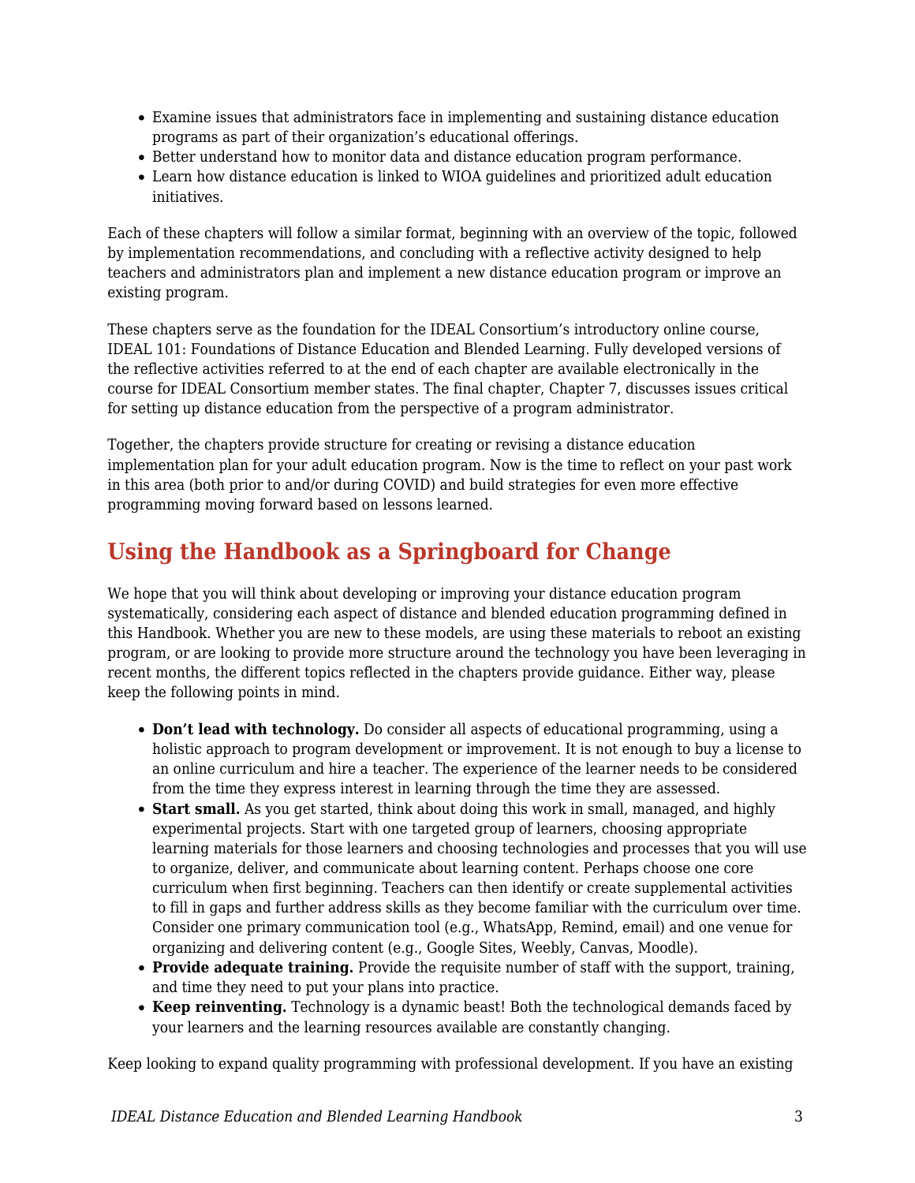- Examine issues that administrators face in implementing and sustaining distance education programs as part of their organization's educational offerings.
- Better understand how to monitor data and distance education program performance.
- Learn how distance education is linked to WIOA guidelines and prioritized adult education initiatives.

Each of these chapters will follow a similar format, beginning with an overview of the topic, followed by implementation recommendations, and concluding with a reflective activity designed to help teachers and administrators plan and implement a new distance education program or improve an existing program.

These chapters serve as the foundation for the IDEAL Consortium's introductory online course, IDEAL 101: Foundations of Distance Education and Blended Learning. Fully developed versions of the reflective activities referred to at the end of each chapter are available electronically in the course for IDEAL Consortium member states. The final chapter, Chapter 7, discusses issues critical for setting up distance education from the perspective of a program administrator.

Together, the chapters provide structure for creating or revising a distance education implementation plan for your adult education program. Now is the time to reflect on your past work in this area (both prior to and/or during COVID) and build strategies for even more effective programming moving forward based on lessons learned.

## Using the Handbook as a Springboard for Change

We hope that you will think about developing or improving your distance education program systematically, considering each aspect of distance and blended education programming defined in this Handbook. Whether you are new to these models, are using these materials to reboot an existing program, or are looking to provide more structure around the technology you have been leveraging in recent months, the different topics reflected in the chapters provide guidance. Either way, please keep the following points in mind.

- **Don't lead with technology.** Do consider all aspects of educational programming, using a holistic approach to program development or improvement. It is not enough to buy a license to an online curriculum and hire a teacher. The experience of the learner needs to be considered from the time they express interest in learning through the time they are assessed.
- **Start small.** As you get started, think about doing this work in small, managed, and highly experimental projects. Start with one targeted group of learners, choosing appropriate learning materials for those learners and choosing technologies and processes that you will use to organize, deliver, and communicate about learning content. Perhaps choose one core curriculum when first beginning. Teachers can then identify or create supplemental activities to fill in gaps and further address skills as they become familiar with the curriculum over time. Consider one primary communication tool (e.g., WhatsApp, Remind, email) and one venue for organizing and delivering content (e.g., Google Sites, Weebly, Canvas, Moodle).
- **Provide adequate training.** Provide the requisite number of staff with the support, training, and time they need to put your plans into practice.
- **Keep reinventing.** Technology is a dynamic beast! Both the technological demands faced by your learners and the learning resources available are constantly changing.

Keep looking to expand quality programming with professional development. If you have an existing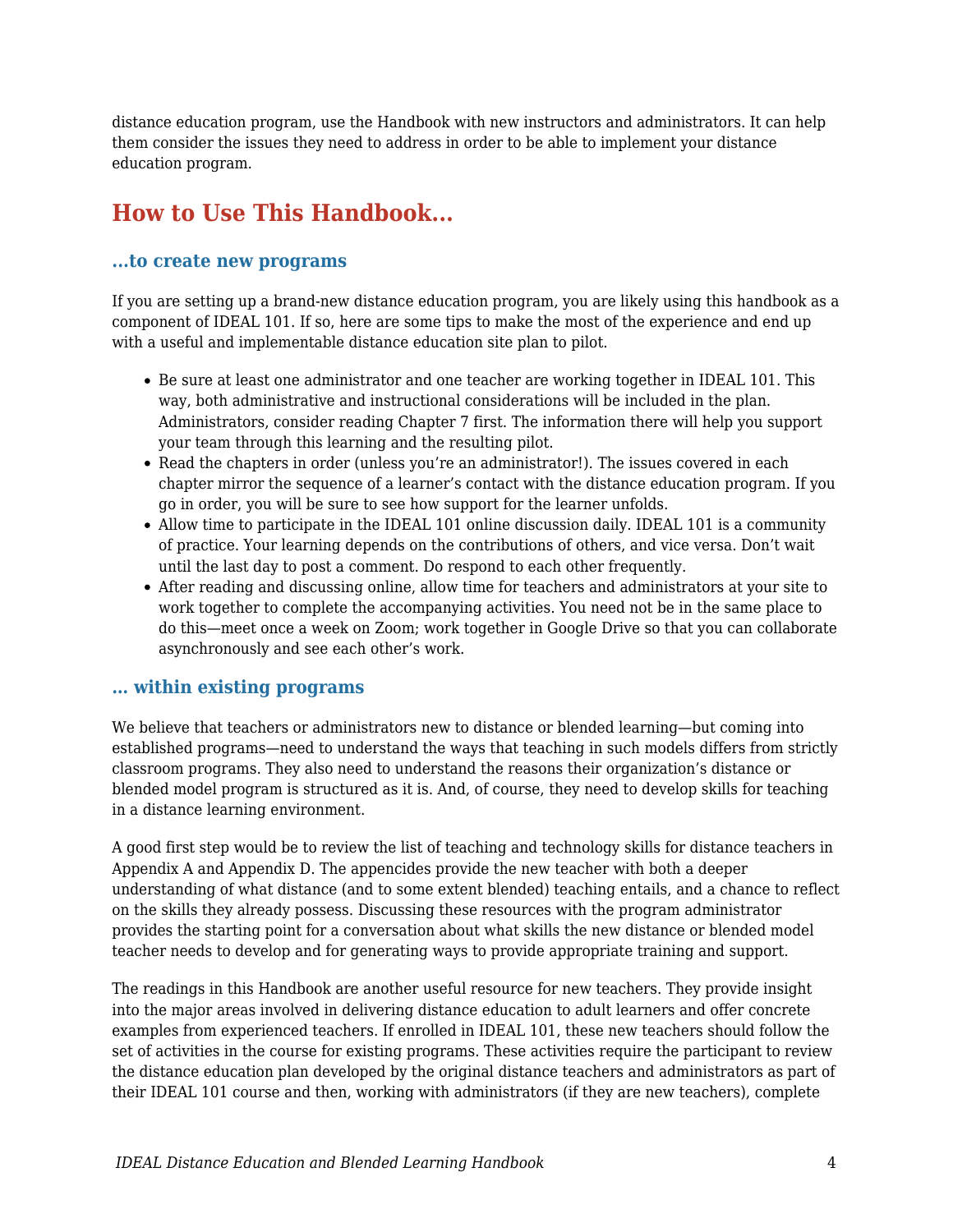distance education program, use the Handbook with new instructors and administrators. It can help them consider the issues they need to address in order to be able to implement your distance education program.

## How to Use This Handbook…

### …to create new programs

If you are setting up a brand-new distance education program, you are likely using this handbook as a component of IDEAL 101. If so, here are some tips to make the most of the experience and end up with a useful and implementable distance education site plan to pilot.

- Be sure at least one administrator and one teacher are working together in IDEAL 101. This way, both administrative and instructional considerations will be included in the plan. Administrators, consider reading Chapter 7 first. The information there will help you support your team through this learning and the resulting pilot.
- Read the chapters in order (unless you're an administrator!). The issues covered in each chapter mirror the sequence of a learner's contact with the distance education program. If you go in order, you will be sure to see how support for the learner unfolds.
- Allow time to participate in the IDEAL 101 online discussion daily. IDEAL 101 is a community of practice. Your learning depends on the contributions of others, and vice versa. Don't wait until the last day to post a comment. Do respond to each other frequently.
- After reading and discussing online, allow time for teachers and administrators at your site to work together to complete the accompanying activities. You need not be in the same place to do this—meet once a week on Zoom; work together in Google Drive so that you can collaborate asynchronously and see each other's work.

### … within existing programs

We believe that teachers or administrators new to distance or blended learning—but coming into established programs—need to understand the ways that teaching in such models differs from strictly classroom programs. They also need to understand the reasons their organization's distance or blended model program is structured as it is. And, of course, they need to develop skills for teaching in a distance learning environment.

A good first step would be to review the list of teaching and technology skills for distance teachers in Appendix A and Appendix D. The appencides provide the new teacher with both a deeper understanding of what distance (and to some extent blended) teaching entails, and a chance to reflect on the skills they already possess. Discussing these resources with the program administrator provides the starting point for a conversation about what skills the new distance or blended model teacher needs to develop and for generating ways to provide appropriate training and support.

The readings in this Handbook are another useful resource for new teachers. They provide insight into the major areas involved in delivering distance education to adult learners and offer concrete examples from experienced teachers. If enrolled in IDEAL 101, these new teachers should follow the set of activities in the course for existing programs. These activities require the participant to review the distance education plan developed by the original distance teachers and administrators as part of their IDEAL 101 course and then, working with administrators (if they are new teachers), complete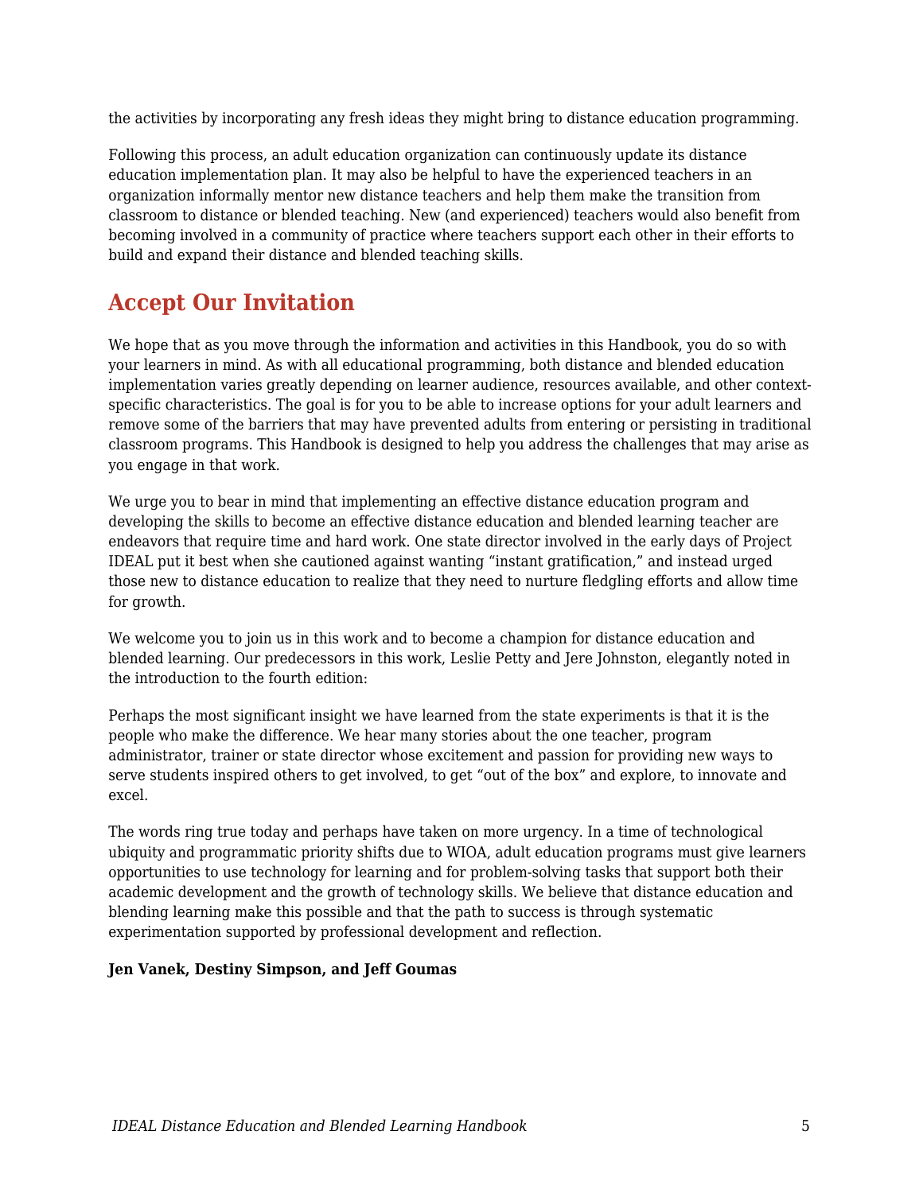the activities by incorporating any fresh ideas they might bring to distance education programming.

Following this process, an adult education organization can continuously update its distance education implementation plan. It may also be helpful to have the experienced teachers in an organization informally mentor new distance teachers and help them make the transition from classroom to distance or blended teaching. New (and experienced) teachers would also benefit from becoming involved in a community of practice where teachers support each other in their efforts to build and expand their distance and blended teaching skills.

## Accept Our Invitation

We hope that as you move through the information and activities in this Handbook, you do so with your learners in mind. As with all educational programming, both distance and blended education implementation varies greatly depending on learner audience, resources available, and other context-specific characteristics. The goal is for you to be able to increase options for your adult learners and remove some of the barriers that may have prevented adults from entering or persisting in traditional classroom programs. This Handbook is designed to help you address the challenges that may arise as you engage in that work.

We urge you to bear in mind that implementing an effective distance education program and developing the skills to become an effective distance education and blended learning teacher are endeavors that require time and hard work. One state director involved in the early days of Project IDEAL put it best when she cautioned against wanting "instant gratification," and instead urged those new to distance education to realize that they need to nurture fledgling efforts and allow time for growth.

We welcome you to join us in this work and to become a champion for distance education and blended learning. Our predecessors in this work, Leslie Petty and Jere Johnston, elegantly noted in the introduction to the fourth edition:

Perhaps the most significant insight we have learned from the state experiments is that it is the people who make the difference. We hear many stories about the one teacher, program administrator, trainer or state director whose excitement and passion for providing new ways to serve students inspired others to get involved, to get "out of the box" and explore, to innovate and excel.

The words ring true today and perhaps have taken on more urgency. In a time of technological ubiquity and programmatic priority shifts due to WIOA, adult education programs must give learners opportunities to use technology for learning and for problem-solving tasks that support both their academic development and the growth of technology skills. We believe that distance education and blending learning make this possible and that the path to success is through systematic experimentation supported by professional development and reflection.

**Jen Vanek, Destiny Simpson, and Jeff Goumas**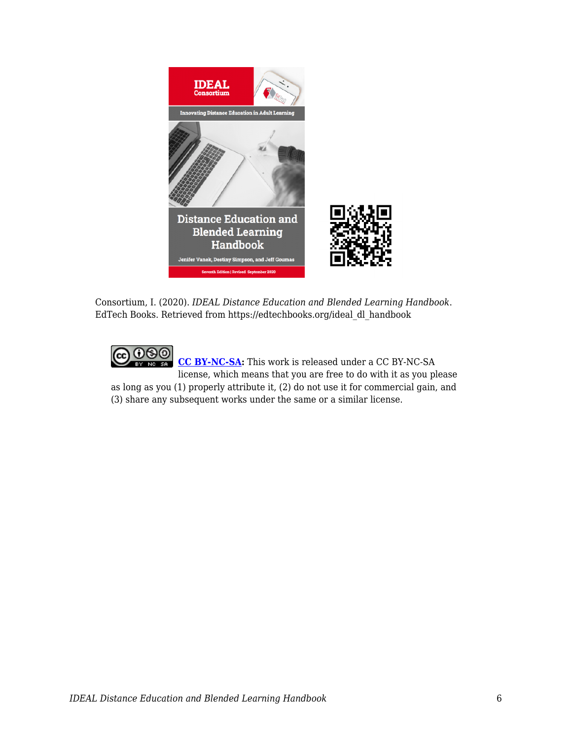Consortium, I. (2020). *IDEAL Distance Education and Blended Learning Handbook*. EdTech Books. Retrieved from https://edtechbooks.org/ideal_dl_handbook

**CC BY-NC-SA:** This work is released under a CC BY-NC-SA license, which means that you are free to do with it as you please as long as you (1) properly attribute it, (2) do not use it for commercial gain, and (3) share any subsequent works under the same or a similar license.